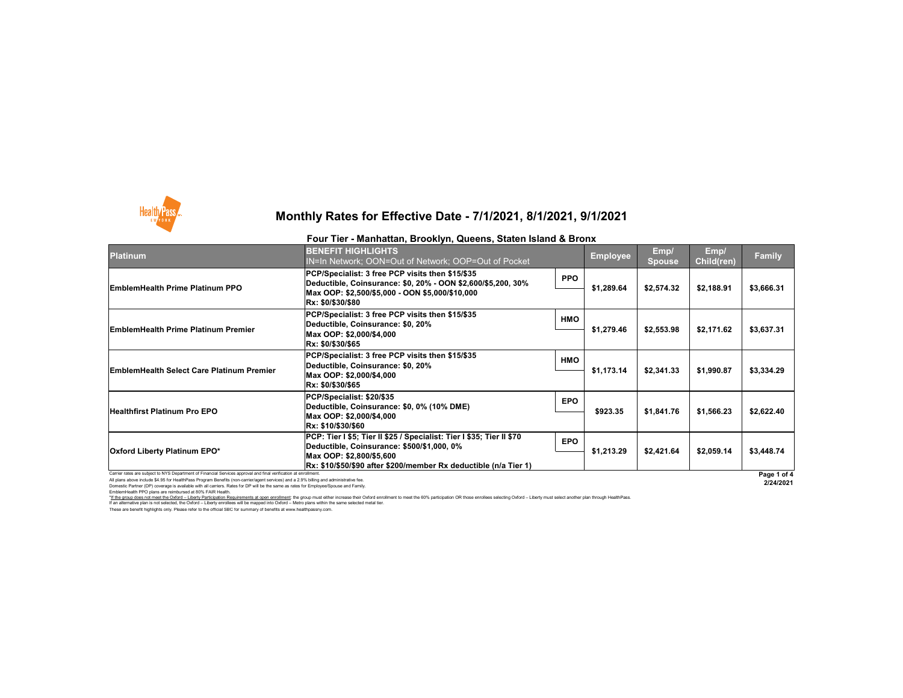# Monthly Rates for Effective Date - 7/1/2021, 8/1/2021, 9/1/2021

## Four Tier - Manhattan, Brooklyn, Queens, Staten Island & Bronx

| Platinum | BENEFIT HIGHLIGHTS<br>IN=In Network; OON=Out of Network; OOP=Out of Pocket | | Employee | Emp/ Spouse | Emp/ Child(ren) | Family |
|---|---|---|---|---|---|---|
| EmblemHealth Prime Platinum PPO | PCP/Specialist: 3 free PCP visits then $15/$35<br>Deductible, Coinsurance: $0, 20% - OON $2,600/$5,200, 30%<br>Max OOP: $2,500/$5,000 - OON $5,000/$10,000<br>Rx: $0/$30/$80 | PPO | $1,289.64 | $2,574.32 | $2,188.91 | $3,666.31 |
| EmblemHealth Prime Platinum Premier | PCP/Specialist: 3 free PCP visits then $15/$35<br>Deductible, Coinsurance: $0, 20%<br>Max OOP: $2,000/$4,000<br>Rx: $0/$30/$65 | HMO | $1,279.46 | $2,553.98 | $2,171.62 | $3,637.31 |
| EmblemHealth Select Care Platinum Premier | PCP/Specialist: 3 free PCP visits then $15/$35<br>Deductible, Coinsurance: $0, 20%<br>Max OOP: $2,000/$4,000<br>Rx: $0/$30/$65 | HMO | $1,173.14 | $2,341.33 | $1,990.87 | $3,334.29 |
| Healthfirst Platinum Pro EPO | PCP/Specialist: $20/$35<br>Deductible, Coinsurance: $0, 0% (10% DME)<br>Max OOP: $2,000/$4,000<br>Rx: $10/$30/$60 | EPO | $923.35 | $1,841.76 | $1,566.23 | $2,622.40 |
| Oxford Liberty Platinum EPO* | PCP: Tier I $5; Tier II $25 / Specialist: Tier I $35; Tier II $70<br>Deductible, Coinsurance: $500/$1,000, 0%<br>Max OOP: $2,800/$5,600<br>Rx: $10/$50/$90 after $200/member Rx deductible (n/a Tier 1) | EPO | $1,213.29 | $2,421.64 | $2,059.14 | $3,448.74 |

Carrier rates are subject to NYS Department of Financial Services approval and final verification at enrollment.
All plans above include $4.95 for HealthPass Program Benefits (non-carrier/agent services) and a 2.9% billing and administrative fee.
Domestic Partner (DP) coverage is available with all carriers. Rates for DP will be the same as rates for Employee/Spouse and Family.
EmblemHealth PPO plans are reimbursed at 80% FAIR Health.
*If the group does not meet the Oxford – Liberty Participation Requirements at open enrollment: the group must either increase their Oxford enrollment to meet the 60% participation OR those enrollees selecting Oxford – Liberty must select another plan through HealthPass.
If an alternative plan is not selected, the Oxford – Liberty enrollees will be mapped into Oxford – Metro plans within the same selected metal tier.
These are benefit highlights only. Please refer to the official SBC for summary of benefits at www.healthpassny.com.

2/24/2021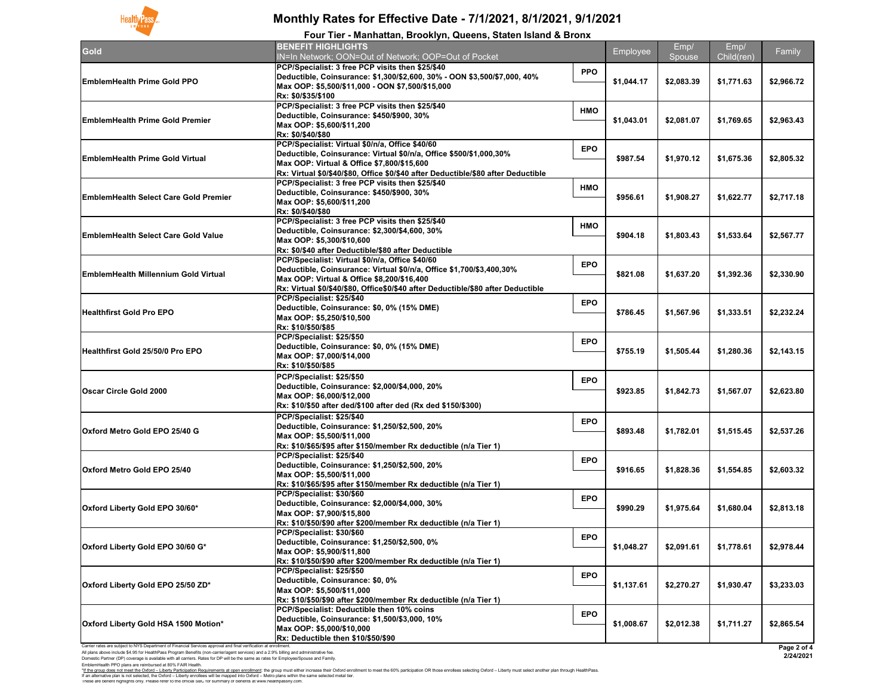# Monthly Rates for Effective Date - 7/1/2021, 8/1/2021, 9/1/2021

## Four Tier - Manhattan, Brooklyn, Queens, Staten Island & Bronx

| Gold | BENEFIT HIGHLIGHTS<br>IN=In Network; OON=Out of Network; OOP=Out of Pocket | | Employee | Emp/ Spouse | Emp/ Child(ren) | Family |
|---|---|---|---|---|---|---|
| EmblemHealth Prime Gold PPO | PCP/Specialist: 3 free PCP visits then $25/$40<br>Deductible, Coinsurance: $1,300/$2,600, 30% - OON $3,500/$7,000, 40%<br>Max OOP: $5,500/$11,000 - OON $7,500/$15,000<br>Rx: $0/$35/$100 | PPO | $1,044.17 | $2,083.39 | $1,771.63 | $2,966.72 |
| EmblemHealth Prime Gold Premier | PCP/Specialist: 3 free PCP visits then $25/$40<br>Deductible, Coinsurance: $450/$900, 30%<br>Max OOP: $5,600/$11,200<br>Rx: $0/$40/$80 | HMO | $1,043.01 | $2,081.07 | $1,769.65 | $2,963.43 |
| EmblemHealth Prime Gold Virtual | PCP/Specialist: Virtual $0/n/a, Office $40/60<br>Deductible, Coinsurance: Virtual $0/n/a, Office $500/$1,000,30%<br>Max OOP: Virtual & Office $7,800/$15,600<br>Rx: Virtual $0/$40/$80, Office $0/$40 after Deductible/$80 after Deductible | EPO | $987.54 | $1,970.12 | $1,675.36 | $2,805.32 |
| EmblemHealth Select Care Gold Premier | PCP/Specialist: 3 free PCP visits then $25/$40<br>Deductible, Coinsurance: $450/$900, 30%<br>Max OOP: $5,600/$11,200<br>Rx: $0/$40/$80 | HMO | $956.61 | $1,908.27 | $1,622.77 | $2,717.18 |
| EmblemHealth Select Care Gold Value | PCP/Specialist: 3 free PCP visits then $25/$40<br>Deductible, Coinsurance: $2,300/$4,600, 30%<br>Max OOP: $5,300/$10,600<br>Rx: $0/$40 after Deductible/$80 after Deductible | HMO | $904.18 | $1,803.43 | $1,533.64 | $2,567.77 |
| EmblemHealth Millennium Gold Virtual | PCP/Specialist: Virtual $0/n/a, Office $40/60<br>Deductible, Coinsurance: Virtual $0/n/a, Office $1,700/$3,400,30%<br>Max OOP: Virtual & Office $8,200/$16,400<br>Rx: Virtual $0/$40/$80, Office$0/$40 after Deductible/$80 after Deductible | EPO | $821.08 | $1,637.20 | $1,392.36 | $2,330.90 |
| Healthfirst Gold Pro EPO | PCP/Specialist: $25/$40<br>Deductible, Coinsurance: $0, 0% (15% DME)<br>Max OOP: $5,250/$10,500<br>Rx: $10/$50/$85 | EPO | $786.45 | $1,567.96 | $1,333.51 | $2,232.24 |
| Healthfirst Gold 25/50/0 Pro EPO | PCP/Specialist: $25/$50<br>Deductible, Coinsurance: $0, 0% (15% DME)<br>Max OOP: $7,000/$14,000<br>Rx: $10/$50/$85 | EPO | $755.19 | $1,505.44 | $1,280.36 | $2,143.15 |
| Oscar Circle Gold 2000 | PCP/Specialist: $25/$50<br>Deductible, Coinsurance: $2,000/$4,000, 20%<br>Max OOP: $6,000/$12,000<br>Rx: $10/$50 after ded/$100 after ded (Rx ded $150/$300) | EPO | $923.85 | $1,842.73 | $1,567.07 | $2,623.80 |
| Oxford Metro Gold EPO 25/40 G | PCP/Specialist: $25/$40<br>Deductible, Coinsurance: $1,250/$2,500, 20%<br>Max OOP: $5,500/$11,000<br>Rx: $10/$65/$95 after $150/member Rx deductible (n/a Tier 1) | EPO | $893.48 | $1,782.01 | $1,515.45 | $2,537.26 |
| Oxford Metro Gold EPO 25/40 | PCP/Specialist: $25/$40<br>Deductible, Coinsurance: $1,250/$2,500, 20%<br>Max OOP: $5,500/$11,000<br>Rx: $10/$65/$95 after $150/member Rx deductible (n/a Tier 1) | EPO | $916.65 | $1,828.36 | $1,554.85 | $2,603.32 |
| Oxford Liberty Gold EPO 30/60* | PCP/Specialist: $30/$60<br>Deductible, Coinsurance: $2,000/$4,000, 30%<br>Max OOP: $7,900/$15,800<br>Rx: $10/$50/$90 after $200/member Rx deductible (n/a Tier 1) | EPO | $990.29 | $1,975.64 | $1,680.04 | $2,813.18 |
| Oxford Liberty Gold EPO 30/60 G* | PCP/Specialist: $30/$60<br>Deductible, Coinsurance: $1,250/$2,500, 0%<br>Max OOP: $5,900/$11,800<br>Rx: $10/$50/$90 after $200/member Rx deductible (n/a Tier 1) | EPO | $1,048.27 | $2,091.61 | $1,778.61 | $2,978.44 |
| Oxford Liberty Gold EPO 25/50 ZD* | PCP/Specialist: $25/$50<br>Deductible, Coinsurance: $0, 0%<br>Max OOP: $5,500/$11,000<br>Rx: $10/$50/$90 after $200/member Rx deductible (n/a Tier 1) | EPO | $1,137.61 | $2,270.27 | $1,930.47 | $3,233.03 |
| Oxford Liberty Gold HSA 1500 Motion* | PCP/Specialist: Deductible then 10% coins<br>Deductible, Coinsurance: $1,500/$3,000, 10%<br>Max OOP: $5,000/$10,000<br>Rx: Deductible then $10/$50/$90 | EPO | $1,008.67 | $2,012.38 | $1,711.27 | $2,865.54 |

Carrier rates are subject to NYS Department of Financial Services approval and final verification at enrollment.
All plans above include $4.95 for HealthPass Program Benefits (non-carrier/agent services) and a 2.9% billing and administrative fee.
Domestic Partner (DP) coverage is available with all carriers. Rates for DP will be the same as rates for Employee/Spouse and Family.
EmblemHealth PPO plans are reimbursed at 80% FAIR Health.
*If the group does not meet the Oxford – Liberty Participation Requirements at open enrollment: the group must either increase their Oxford enrollment to meet the 60% participation OR those enrollees selecting Oxford – Liberty must select another plan through HealthPass.
If an alternative plan is not selected, the Oxford – Liberty enrollees will be mapped into Oxford – Metro plans within the same selected metal tier.
These are benefit highlights only. Please refer to the official SBC for summary of benefits at www.healthpassny.com.

2/24/2021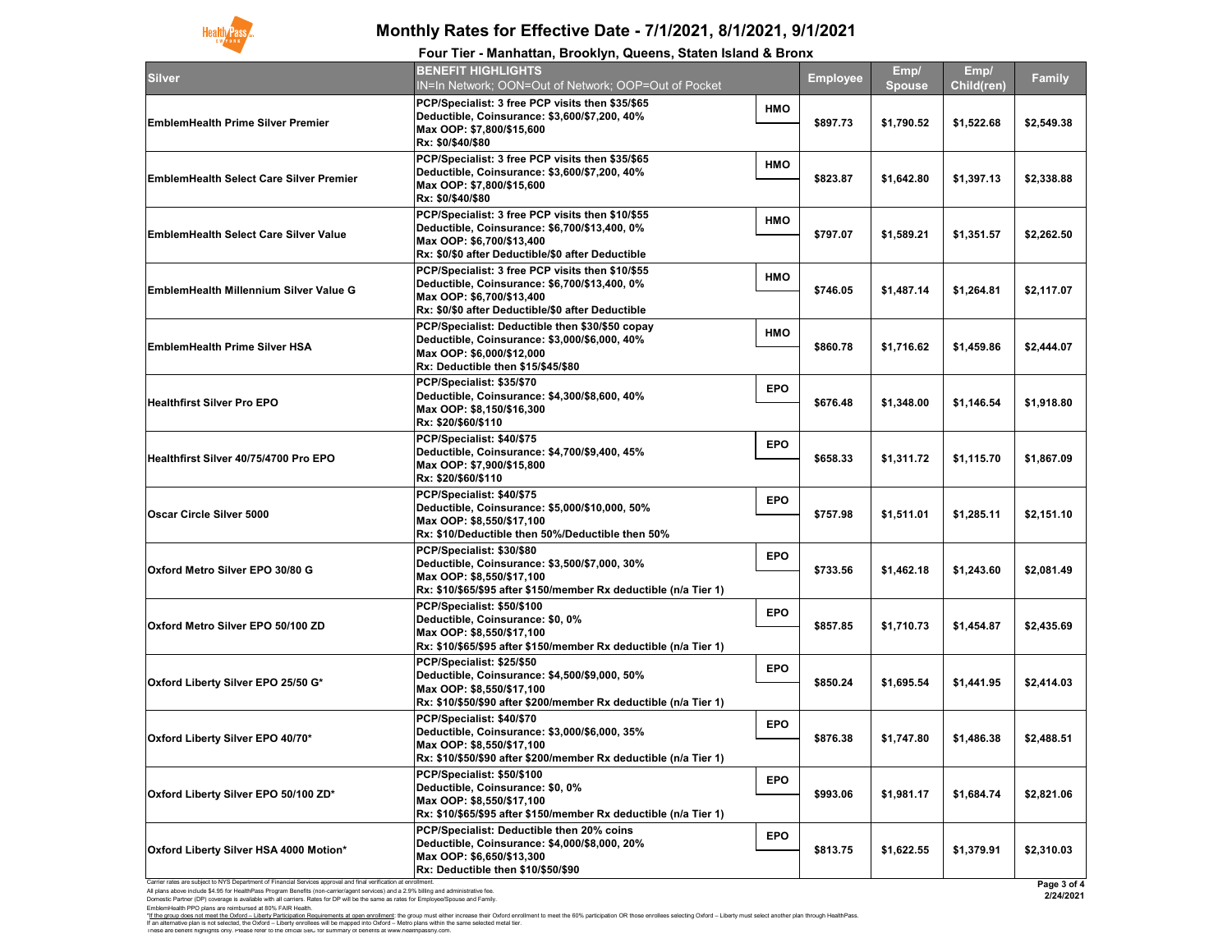# Monthly Rates for Effective Date - 7/1/2021, 8/1/2021, 9/1/2021

## Four Tier - Manhattan, Brooklyn, Queens, Staten Island & Bronx

| Silver | BENEFIT HIGHLIGHTS IN=In Network; OON=Out of Network; OOP=Out of Pocket | | Employee | Emp/ Spouse | Emp/ Child(ren) | Family |
|---|---|---|---|---|---|---|
| EmblemHealth Prime Silver Premier | PCP/Specialist: 3 free PCP visits then $35/$65<br>Deductible, Coinsurance: $3,600/$7,200, 40%<br>Max OOP: $7,800/$15,600<br>Rx: $0/$40/$80 | HMO | $897.73 | $1,790.52 | $1,522.68 | $2,549.38 |
| EmblemHealth Select Care Silver Premier | PCP/Specialist: 3 free PCP visits then $35/$65<br>Deductible, Coinsurance: $3,600/$7,200, 40%<br>Max OOP: $7,800/$15,600<br>Rx: $0/$40/$80 | HMO | $823.87 | $1,642.80 | $1,397.13 | $2,338.88 |
| EmblemHealth Select Care Silver Value | PCP/Specialist: 3 free PCP visits then $10/$55<br>Deductible, Coinsurance: $6,700/$13,400, 0%<br>Max OOP: $6,700/$13,400<br>Rx: $0/$0 after Deductible/$0 after Deductible | HMO | $797.07 | $1,589.21 | $1,351.57 | $2,262.50 |
| EmblemHealth Millennium Silver Value G | PCP/Specialist: 3 free PCP visits then $10/$55<br>Deductible, Coinsurance: $6,700/$13,400, 0%<br>Max OOP: $6,700/$13,400<br>Rx: $0/$0 after Deductible/$0 after Deductible | HMO | $746.05 | $1,487.14 | $1,264.81 | $2,117.07 |
| EmblemHealth Prime Silver HSA | PCP/Specialist: Deductible then $30/$50 copay<br>Deductible, Coinsurance: $3,000/$6,000, 40%<br>Max OOP: $6,000/$12,000<br>Rx: Deductible then $15/$45/$80 | HMO | $860.78 | $1,716.62 | $1,459.86 | $2,444.07 |
| Healthfirst Silver Pro EPO | PCP/Specialist: $35/$70<br>Deductible, Coinsurance: $4,300/$8,600, 40%<br>Max OOP: $8,150/$16,300<br>Rx: $20/$60/$110 | EPO | $676.48 | $1,348.00 | $1,146.54 | $1,918.80 |
| Healthfirst Silver 40/75/4700 Pro EPO | PCP/Specialist: $40/$75<br>Deductible, Coinsurance: $4,700/$9,400, 45%<br>Max OOP: $7,900/$15,800<br>Rx: $20/$60/$110 | EPO | $658.33 | $1,311.72 | $1,115.70 | $1,867.09 |
| Oscar Circle Silver 5000 | PCP/Specialist: $40/$75<br>Deductible, Coinsurance: $5,000/$10,000, 50%<br>Max OOP: $8,550/$17,100<br>Rx: $10/Deductible then 50%/Deductible then 50% | EPO | $757.98 | $1,511.01 | $1,285.11 | $2,151.10 |
| Oxford Metro Silver EPO 30/80 G | PCP/Specialist: $30/$80<br>Deductible, Coinsurance: $3,500/$7,000, 30%<br>Max OOP: $8,550/$17,100<br>Rx: $10/$65/$95 after $150/member Rx deductible (n/a Tier 1) | EPO | $733.56 | $1,462.18 | $1,243.60 | $2,081.49 |
| Oxford Metro Silver EPO 50/100 ZD | PCP/Specialist: $50/$100<br>Deductible, Coinsurance: $0, 0%<br>Max OOP: $8,550/$17,100<br>Rx: $10/$65/$95 after $150/member Rx deductible (n/a Tier 1) | EPO | $857.85 | $1,710.73 | $1,454.87 | $2,435.69 |
| Oxford Liberty Silver EPO 25/50 G* | PCP/Specialist: $25/$50<br>Deductible, Coinsurance: $4,500/$9,000, 50%<br>Max OOP: $8,550/$17,100<br>Rx: $10/$50/$90 after $200/member Rx deductible (n/a Tier 1) | EPO | $850.24 | $1,695.54 | $1,441.95 | $2,414.03 |
| Oxford Liberty Silver EPO 40/70* | PCP/Specialist: $40/$70<br>Deductible, Coinsurance: $3,000/$6,000, 35%<br>Max OOP: $8,550/$17,100<br>Rx: $10/$50/$90 after $200/member Rx deductible (n/a Tier 1) | EPO | $876.38 | $1,747.80 | $1,486.38 | $2,488.51 |
| Oxford Liberty Silver EPO 50/100 ZD* | PCP/Specialist: $50/$100<br>Deductible, Coinsurance: $0, 0%<br>Max OOP: $8,550/$17,100<br>Rx: $10/$65/$95 after $150/member Rx deductible (n/a Tier 1) | EPO | $993.06 | $1,981.17 | $1,684.74 | $2,821.06 |
| Oxford Liberty Silver HSA 4000 Motion* | PCP/Specialist: Deductible then 20% coins<br>Deductible, Coinsurance: $4,000/$8,000, 20%<br>Max OOP: $6,650/$13,300<br>Rx: Deductible then $10/$50/$90 | EPO | $813.75 | $1,622.55 | $1,379.91 | $2,310.03 |

Carrier rates are subject to NYS Department of Financial Services approval and final verification at enrollment.
All plans above include $4.95 for HealthPass Program Benefits (non-carrier/agent services) and a 2.9% billing and administrative fee.
Domestic Partner (DP) coverage is available with all carriers. Rates for DP will be the same as rates for Employee/Spouse and Family.
EmblemHealth PPO plans are reimbursed at 80% FAIR Health.
*If the group does not meet the Oxford – Liberty Participation Requirements at open enrollment: the group must either increase their Oxford enrollment to meet the 60% participation OR those enrollees selecting Oxford – Liberty must select another plan through HealthPass.
If an alternative plan is not selected, the Oxford – Liberty enrollees will be mapped into Oxford – Metro plans within the same selected metal tier.
These are benefit highlights only. Please refer to the official SBC for summary of benefits at www.healthpassny.com.

2/24/2021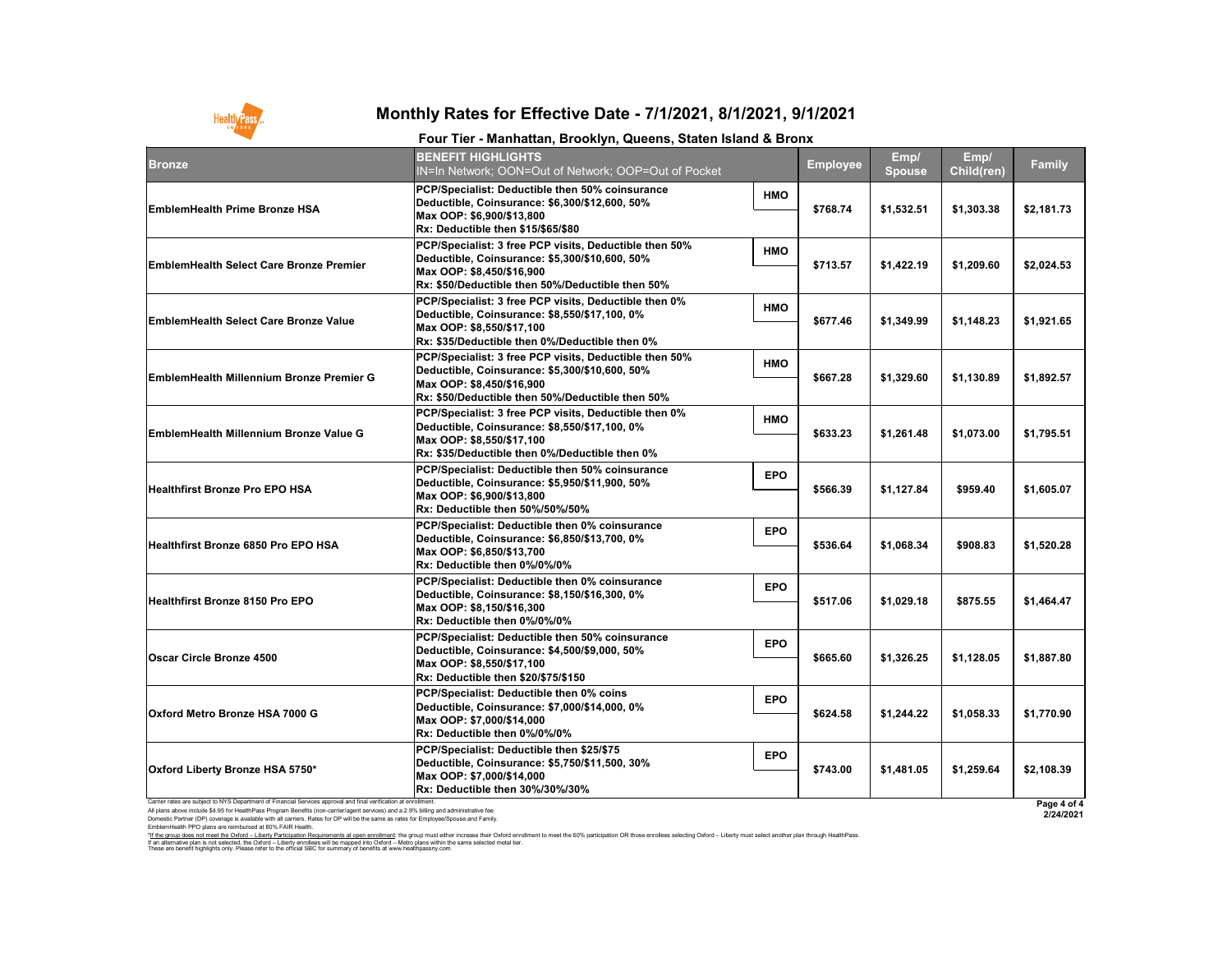# Monthly Rates for Effective Date - 7/1/2021, 8/1/2021, 9/1/2021

## Four Tier - Manhattan, Brooklyn, Queens, Staten Island & Bronx

| Bronze | BENEFIT HIGHLIGHTS<br>IN=In Network; OON=Out of Network; OOP=Out of Pocket | | Employee | Emp/ Spouse | Emp/ Child(ren) | Family |
|---|---|---|---|---|---|---|
| EmblemHealth Prime Bronze HSA | PCP/Specialist: Deductible then 50% coinsurance<br>Deductible, Coinsurance: $6,300/$12,600, 50%<br>Max OOP: $6,900/$13,800<br>Rx: Deductible then $15/$65/$80 | HMO | $768.74 | $1,532.51 | $1,303.38 | $2,181.73 |
| EmblemHealth Select Care Bronze Premier | PCP/Specialist: 3 free PCP visits, Deductible then 50%<br>Deductible, Coinsurance: $5,300/$10,600, 50%<br>Max OOP: $8,450/$16,900<br>Rx: $50/Deductible then 50%/Deductible then 50% | HMO | $713.57 | $1,422.19 | $1,209.60 | $2,024.53 |
| EmblemHealth Select Care Bronze Value | PCP/Specialist: 3 free PCP visits, Deductible then 0%<br>Deductible, Coinsurance: $8,550/$17,100, 0%<br>Max OOP: $8,550/$17,100<br>Rx: $35/Deductible then 0%/Deductible then 0% | HMO | $677.46 | $1,349.99 | $1,148.23 | $1,921.65 |
| EmblemHealth Millennium Bronze Premier G | PCP/Specialist: 3 free PCP visits, Deductible then 50%<br>Deductible, Coinsurance: $5,300/$10,600, 50%<br>Max OOP: $8,450/$16,900<br>Rx: $50/Deductible then 50%/Deductible then 50% | HMO | $667.28 | $1,329.60 | $1,130.89 | $1,892.57 |
| EmblemHealth Millennium Bronze Value G | PCP/Specialist: 3 free PCP visits, Deductible then 0%<br>Deductible, Coinsurance: $8,550/$17,100, 0%<br>Max OOP: $8,550/$17,100<br>Rx: $35/Deductible then 0%/Deductible then 0% | HMO | $633.23 | $1,261.48 | $1,073.00 | $1,795.51 |
| Healthfirst Bronze Pro EPO HSA | PCP/Specialist: Deductible then 50% coinsurance<br>Deductible, Coinsurance: $5,950/$11,900, 50%<br>Max OOP: $6,900/$13,800<br>Rx: Deductible then 50%/50%/50% | EPO | $566.39 | $1,127.84 | $959.40 | $1,605.07 |
| Healthfirst Bronze 6850 Pro EPO HSA | PCP/Specialist: Deductible then 0% coinsurance<br>Deductible, Coinsurance: $6,850/$13,700, 0%<br>Max OOP: $6,850/$13,700<br>Rx: Deductible then 0%/0%/0% | EPO | $536.64 | $1,068.34 | $908.83 | $1,520.28 |
| Healthfirst Bronze 8150 Pro EPO | PCP/Specialist: Deductible then 0% coinsurance<br>Deductible, Coinsurance: $8,150/$16,300, 0%<br>Max OOP: $8,150/$16,300<br>Rx: Deductible then 0%/0%/0% | EPO | $517.06 | $1,029.18 | $875.55 | $1,464.47 |
| Oscar Circle Bronze 4500 | PCP/Specialist: Deductible then 50% coinsurance<br>Deductible, Coinsurance: $4,500/$9,000, 50%<br>Max OOP: $8,550/$17,100<br>Rx: Deductible then $20/$75/$150 | EPO | $665.60 | $1,326.25 | $1,128.05 | $1,887.80 |
| Oxford Metro Bronze HSA 7000 G | PCP/Specialist: Deductible then 0% coins<br>Deductible, Coinsurance: $7,000/$14,000, 0%<br>Max OOP: $7,000/$14,000<br>Rx: Deductible then 0%/0%/0% | EPO | $624.58 | $1,244.22 | $1,058.33 | $1,770.90 |
| Oxford Liberty Bronze HSA 5750* | PCP/Specialist: Deductible then $25/$75<br>Deductible, Coinsurance: $5,750/$11,500, 30%<br>Max OOP: $7,000/$14,000<br>Rx: Deductible then 30%/30%/30% | EPO | $743.00 | $1,481.05 | $1,259.64 | $2,108.39 |

Carrier rates are subject to NYS Department of Financial Services approval and final verification at enrollment.
All plans above include $4.95 for HealthPass Program Benefits (non-carrier/agent services) and a 2.9% billing and administrative fee.
Domestic Partner (DP) coverage is available with all carriers. Rates for DP will be the same as rates for Employee/Spouse and Family.
EmblemHealth PPO plans are reimbursed at 80% FAIR Health.
*If the group does not meet the Oxford – Liberty Participation Requirements at open enrollment: the group must either increase their Oxford enrollment to meet the 60% participation OR those enrollees selecting Oxford – Liberty must select another plan through HealthPass.
If an alternative plan is not selected, the Oxford – Liberty enrollees will be mapped into Oxford – Metro plans within the same selected metal tier.
These are benefit highlights only. Please refer to the official SBC for summary of benefits at www.healthpassny.com.

2/24/2021